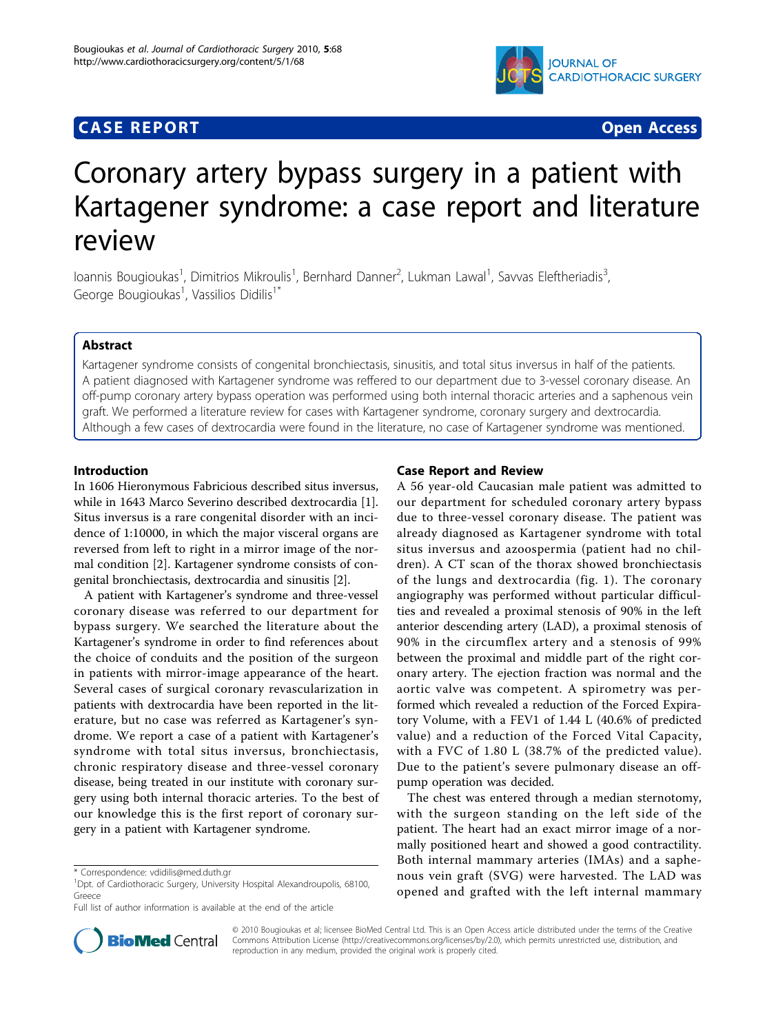CASE REPORT Open Access

# Coronary artery bypass surgery in a patient with Kartagener syndrome: a case report and literature review

Ioannis Bougioukas[1], Dimitrios Mikroulis[1], Bernhard Danner[2], Lukman Lawal[1], Savvas Eleftheriadis[3], George Bougioukas[1], Vassilios Didilis[1*]

## Abstract

Kartagener syndrome consists of congenital bronchiectasis, sinusitis, and total situs inversus in half of the patients. A patient diagnosed with Kartagener syndrome was reffered to our department due to 3-vessel coronary disease. An off-pump coronary artery bypass operation was performed using both internal thoracic arteries and a saphenous vein graft. We performed a literature review for cases with Kartagener syndrome, coronary surgery and dextrocardia. Although a few cases of dextrocardia were found in the literature, no case of Kartagener syndrome was mentioned.

## Introduction

In 1606 Hieronymous Fabricious described situs inversus, while in 1643 Marco Severino described dextrocardia [1]. Situs inversus is a rare congenital disorder with an incidence of 1:10000, in which the major visceral organs are reversed from left to right in a mirror image of the normal condition [2]. Kartagener syndrome consists of congenital bronchiectasis, dextrocardia and sinusitis [2].

A patient with Kartagener's syndrome and three-vessel coronary disease was referred to our department for bypass surgery. We searched the literature about the Kartagener's syndrome in order to find references about the choice of conduits and the position of the surgeon in patients with mirror-image appearance of the heart. Several cases of surgical coronary revascularization in patients with dextrocardia have been reported in the literature, but no case was referred as Kartagener's syndrome. We report a case of a patient with Kartagener's syndrome with total situs inversus, bronchiectasis, chronic respiratory disease and three-vessel coronary disease, being treated in our institute with coronary surgery using both internal thoracic arteries. To the best of our knowledge this is the first report of coronary surgery in a patient with Kartagener syndrome.

## Case Report and Review

A 56 year-old Caucasian male patient was admitted to our department for scheduled coronary artery bypass due to three-vessel coronary disease. The patient was already diagnosed as Kartagener syndrome with total situs inversus and azoospermia (patient had no children). A CT scan of the thorax showed bronchiectasis of the lungs and dextrocardia (fig. 1). The coronary angiography was performed without particular difficulties and revealed a proximal stenosis of 90% in the left anterior descending artery (LAD), a proximal stenosis of 90% in the circumflex artery and a stenosis of 99% between the proximal and middle part of the right coronary artery. The ejection fraction was normal and the aortic valve was competent. A spirometry was performed which revealed a reduction of the Forced Expiratory Volume, with a FEV1 of 1.44 L (40.6% of predicted value) and a reduction of the Forced Vital Capacity, with a FVC of 1.80 L (38.7% of the predicted value). Due to the patient's severe pulmonary disease an off-pump operation was decided.

The chest was entered through a median sternotomy, with the surgeon standing on the left side of the patient. The heart had an exact mirror image of a normally positioned heart and showed a good contractility. Both internal mammary arteries (IMAs) and a saphenous vein graft (SVG) were harvested. The LAD was opened and grafted with the left internal mammary

* Correspondence: vdidilis@med.duth.gr
[1]Dpt. of Cardiothoracic Surgery, University Hospital Alexandroupolis, 68100, Greece
Full list of author information is available at the end of the article

© 2010 Bougioukas et al; licensee BioMed Central Ltd. This is an Open Access article distributed under the terms of the Creative Commons Attribution License (http://creativecommons.org/licenses/by/2.0), which permits unrestricted use, distribution, and reproduction in any medium, provided the original work is properly cited.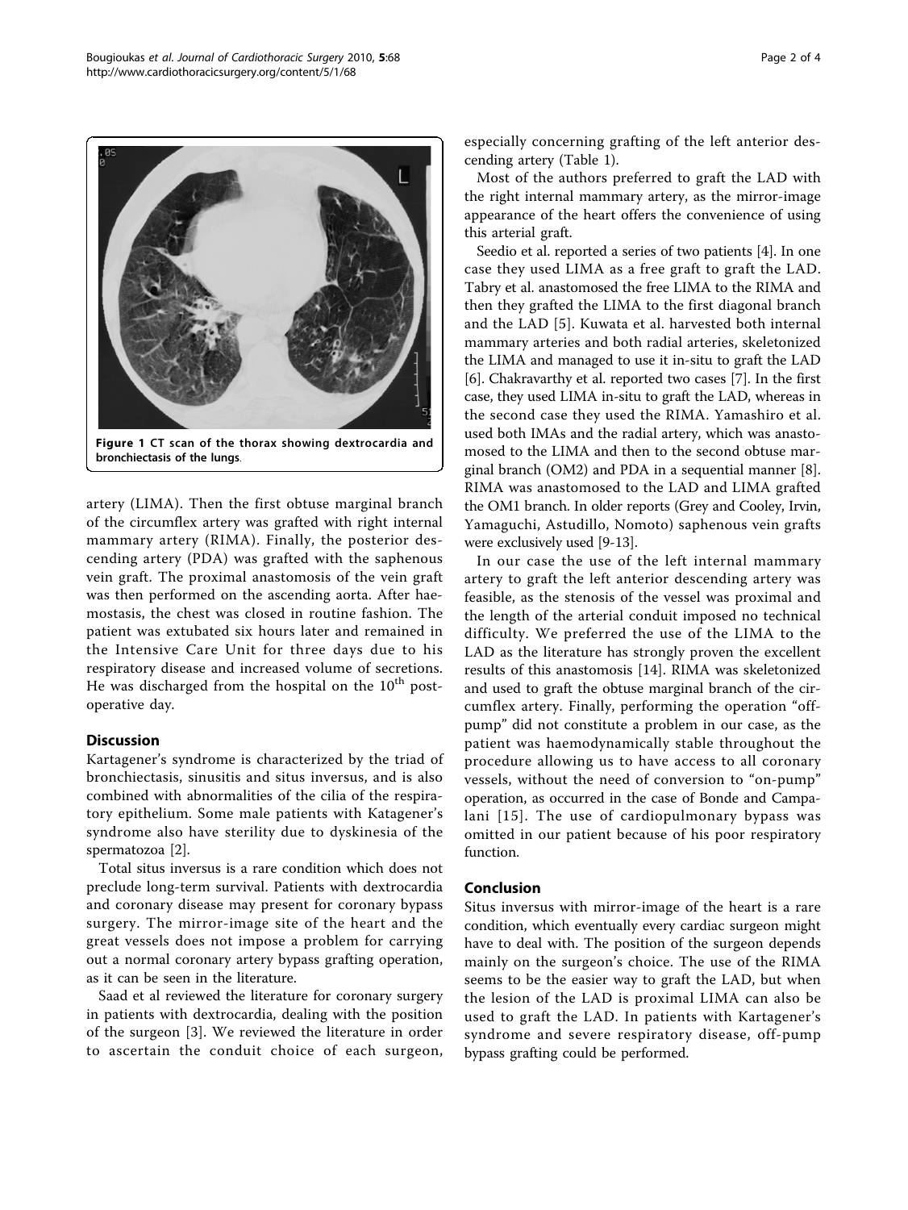Figure 1 CT scan of the thorax showing dextrocardia and bronchiectasis of the lungs.

artery (LIMA). Then the first obtuse marginal branch of the circumflex artery was grafted with right internal mammary artery (RIMA). Finally, the posterior descending artery (PDA) was grafted with the saphenous vein graft. The proximal anastomosis of the vein graft was then performed on the ascending aorta. After haemostasis, the chest was closed in routine fashion. The patient was extubated six hours later and remained in the Intensive Care Unit for three days due to his respiratory disease and increased volume of secretions. He was discharged from the hospital on the 10th post-operative day.

## Discussion

Kartagener's syndrome is characterized by the triad of bronchiectasis, sinusitis and situs inversus, and is also combined with abnormalities of the cilia of the respiratory epithelium. Some male patients with Katagener's syndrome also have sterility due to dyskinesia of the spermatozoa [2].

Total situs inversus is a rare condition which does not preclude long-term survival. Patients with dextrocardia and coronary disease may present for coronary bypass surgery. The mirror-image site of the heart and the great vessels does not impose a problem for carrying out a normal coronary artery bypass grafting operation, as it can be seen in the literature.

Saad et al reviewed the literature for coronary surgery in patients with dextrocardia, dealing with the position of the surgeon [3]. We reviewed the literature in order to ascertain the conduit choice of each surgeon, especially concerning grafting of the left anterior descending artery (Table 1).

Most of the authors preferred to graft the LAD with the right internal mammary artery, as the mirror-image appearance of the heart offers the convenience of using this arterial graft.

Seedio et al. reported a series of two patients [4]. In one case they used LIMA as a free graft to graft the LAD. Tabry et al. anastomosed the free LIMA to the RIMA and then they grafted the LIMA to the first diagonal branch and the LAD [5]. Kuwata et al. harvested both internal mammary arteries and both radial arteries, skeletonized the LIMA and managed to use it in-situ to graft the LAD [6]. Chakravarthy et al. reported two cases [7]. In the first case, they used LIMA in-situ to graft the LAD, whereas in the second case they used the RIMA. Yamashiro et al. used both IMAs and the radial artery, which was anastomosed to the LIMA and then to the second obtuse marginal branch (OM2) and PDA in a sequential manner [8]. RIMA was anastomosed to the LAD and LIMA grafted the OM1 branch. In older reports (Grey and Cooley, Irvin, Yamaguchi, Astudillo, Nomoto) saphenous vein grafts were exclusively used [9-13].

In our case the use of the left internal mammary artery to graft the left anterior descending artery was feasible, as the stenosis of the vessel was proximal and the length of the arterial conduit imposed no technical difficulty. We preferred the use of the LIMA to the LAD as the literature has strongly proven the excellent results of this anastomosis [14]. RIMA was skeletonized and used to graft the obtuse marginal branch of the circumflex artery. Finally, performing the operation "off-pump" did not constitute a problem in our case, as the patient was haemodynamically stable throughout the procedure allowing us to have access to all coronary vessels, without the need of conversion to "on-pump" operation, as occurred in the case of Bonde and Campalani [15]. The use of cardiopulmonary bypass was omitted in our patient because of his poor respiratory function.

## Conclusion

Situs inversus with mirror-image of the heart is a rare condition, which eventually every cardiac surgeon might have to deal with. The position of the surgeon depends mainly on the surgeon's choice. The use of the RIMA seems to be the easier way to graft the LAD, but when the lesion of the LAD is proximal LIMA can also be used to graft the LAD. In patients with Kartagener's syndrome and severe respiratory disease, off-pump bypass grafting could be performed.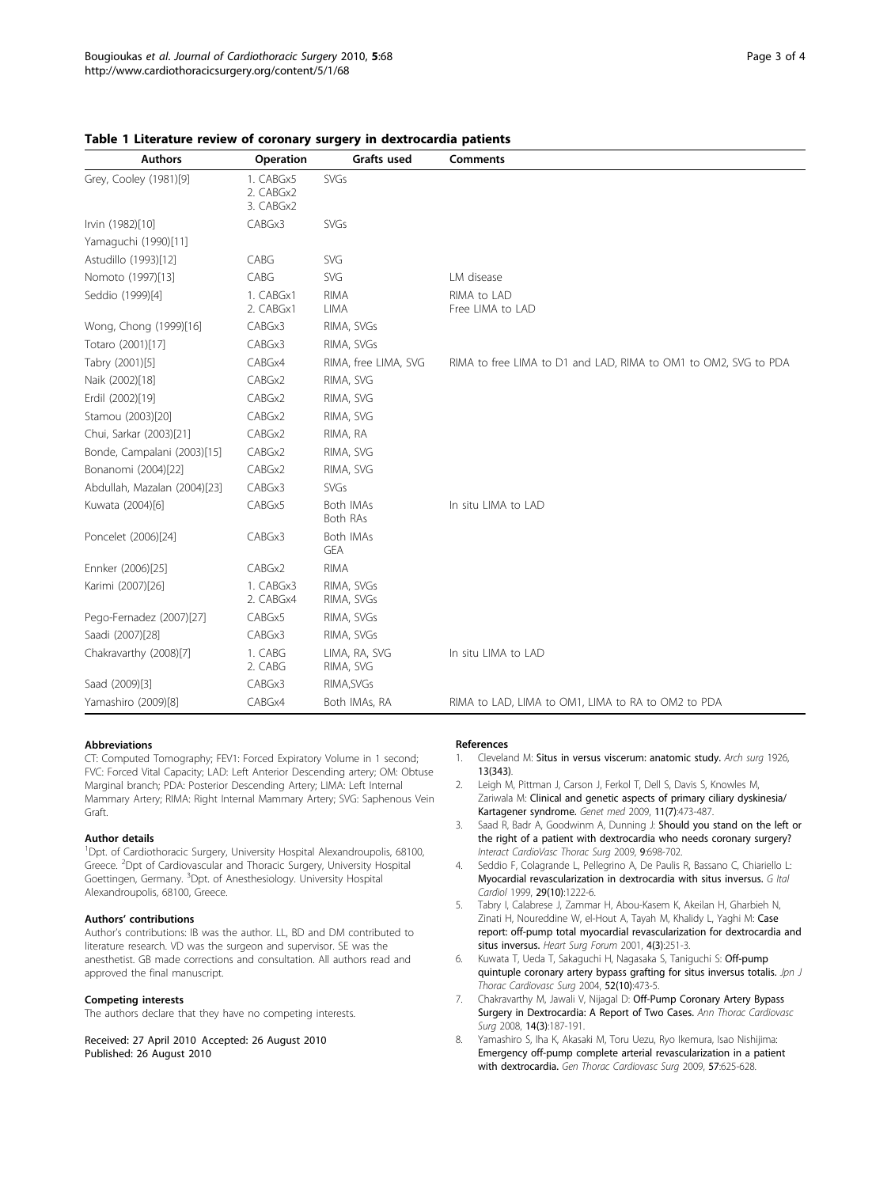**Table 1 Literature review of coronary surgery in dextrocardia patients**

| Authors | Operation | Grafts used | Comments |
|---|---|---|---|
| Grey, Cooley (1981)[9] | 1. CABGx5<br>2. CABGx2<br>3. CABGx2 | SVGs | |
| Irvin (1982)[10] | CABGx3 | SVGs | |
| Yamaguchi (1990)[11] | | | |
| Astudillo (1993)[12] | CABG | SVG | |
| Nomoto (1997)[13] | CABG | SVG | LM disease |
| Seddio (1999)[4] | 1. CABGx1<br>2. CABGx1 | RIMA<br>LIMA | RIMA to LAD<br>Free LIMA to LAD |
| Wong, Chong (1999)[16] | CABGx3 | RIMA, SVGs | |
| Totaro (2001)[17] | CABGx3 | RIMA, SVGs | |
| Tabry (2001)[5] | CABGx4 | RIMA, free LIMA, SVG | RIMA to free LIMA to D1 and LAD, RIMA to OM1 to OM2, SVG to PDA |
| Naik (2002)[18] | CABGx2 | RIMA, SVG | |
| Erdil (2002)[19] | CABGx2 | RIMA, SVG | |
| Stamou (2003)[20] | CABGx2 | RIMA, SVG | |
| Chui, Sarkar (2003)[21] | CABGx2 | RIMA, RA | |
| Bonde, Campalani (2003)[15] | CABGx2 | RIMA, SVG | |
| Bonanomi (2004)[22] | CABGx2 | RIMA, SVG | |
| Abdullah, Mazalan (2004)[23] | CABGx3 | SVGs | |
| Kuwata (2004)[6] | CABGx5 | Both IMAs<br>Both RAs | In situ LIMA to LAD |
| Poncelet (2006)[24] | CABGx3 | Both IMAs<br>GEA | |
| Ennker (2006)[25] | CABGx2 | RIMA | |
| Karimi (2007)[26] | 1. CABGx3<br>2. CABGx4 | RIMA, SVGs<br>RIMA, SVGs | |
| Pego-Fernadez (2007)[27] | CABGx5 | RIMA, SVGs | |
| Saadi (2007)[28] | CABGx3 | RIMA, SVGs | |
| Chakravarthy (2008)[7] | 1. CABG<br>2. CABG | LIMA, RA, SVG<br>RIMA, SVG | In situ LIMA to LAD |
| Saad (2009)[3] | CABGx3 | RIMA,SVGs | |
| Yamashiro (2009)[8] | CABGx4 | Both IMAs, RA | RIMA to LAD, LIMA to OM1, LIMA to RA to OM2 to PDA |

#### Abbreviations

CT: Computed Tomography; FEV1: Forced Expiratory Volume in 1 second; FVC: Forced Vital Capacity; LAD: Left Anterior Descending artery; OM: Obtuse Marginal branch; PDA: Posterior Descending Artery; LIMA: Left Internal Mammary Artery; RIMA: Right Internal Mammary Artery; SVG: Saphenous Vein Graft.

#### Author details

[1]Dpt. of Cardiothoracic Surgery, University Hospital Alexandroupolis, 68100, Greece. [2]Dpt of Cardiovascular and Thoracic Surgery, University Hospital Goettingen, Germany. [3]Dpt. of Anesthesiology. University Hospital Alexandroupolis, 68100, Greece.

#### Authors' contributions

Author's contributions: IB was the author. LL, BD and DM contributed to literature research. VD was the surgeon and supervisor. SE was the anesthetist. GB made corrections and consultation. All authors read and approved the final manuscript.

#### Competing interests

The authors declare that they have no competing interests.

Received: 27 April 2010 Accepted: 26 August 2010
Published: 26 August 2010

#### References

1. Cleveland M: **Situs in versus viscerum: anatomic study.** *Arch surg* 1926, **13(343)**.
2. Leigh M, Pittman J, Carson J, Ferkol T, Dell S, Davis S, Knowles M, Zariwala M: **Clinical and genetic aspects of primary ciliary dyskinesia/ Kartagener syndrome.** *Genet med* 2009, **11(7)**:473-487.
3. Saad R, Badr A, Goodwinm A, Dunning J: **Should you stand on the left or the right of a patient with dextrocardia who needs coronary surgery?** *Interact CardioVasc Thorac Surg* 2009, **9**:698-702.
4. Seddio F, Colagrande L, Pellegrino A, De Paulis R, Bassano C, Chiariello L: **Myocardial revascularization in dextrocardia with situs inversus.** *G Ital Cardiol* 1999, **29(10)**:1222-6.
5. Tabry I, Calabrese J, Zammar H, Abou-Kasem K, Akeilan H, Gharbieh N, Zinati H, Noureddine W, el-Hout A, Tayah M, Khalidy L, Yaghi M: **Case report: off-pump total myocardial revascularization for dextrocardia and situs inversus.** *Heart Surg Forum* 2001, **4(3)**:251-3.
6. Kuwata T, Ueda T, Sakaguchi H, Nagasaka S, Taniguchi S: **Off-pump quintuple coronary artery bypass grafting for situs inversus totalis.** *Jpn J Thorac Cardiovasc Surg* 2004, **52(10)**:473-5.
7. Chakravarthy M, Jawali V, Nijagal D: **Off-Pump Coronary Artery Bypass Surgery in Dextrocardia: A Report of Two Cases.** *Ann Thorac Cardiovasc Surg* 2008, **14(3)**:187-191.
8. Yamashiro S, Iha K, Akasaki M, Toru Uezu, Ryo Ikemura, Isao Nishijima: **Emergency off-pump complete arterial revascularization in a patient with dextrocardia.** *Gen Thorac Cardiovasc Surg* 2009, **57**:625-628.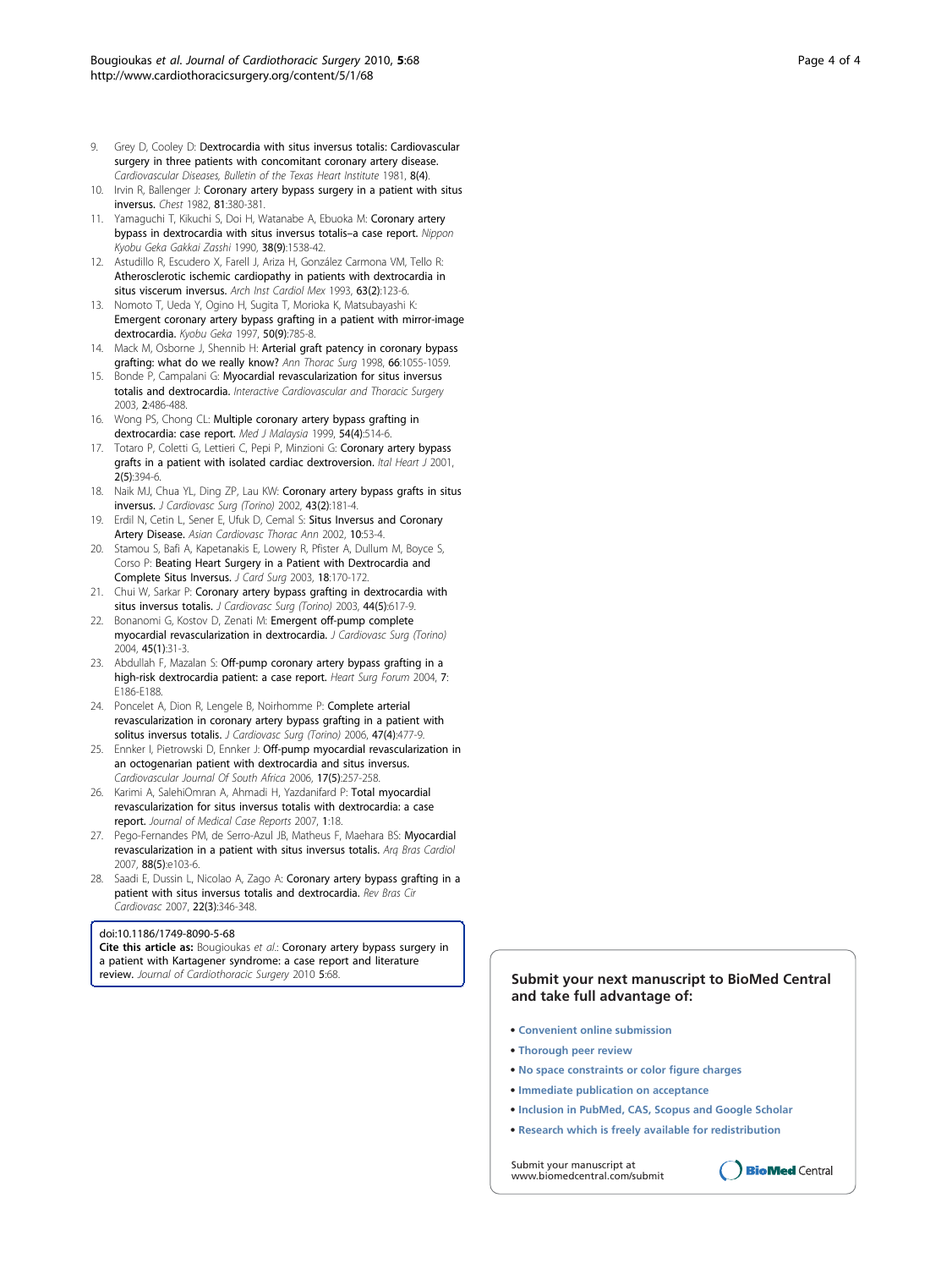9. Grey D, Cooley D: **Dextrocardia with situs inversus totalis: Cardiovascular surgery in three patients with concomitant coronary artery disease.** *Cardiovascular Diseases, Bulletin of the Texas Heart Institute* 1981, **8(4)**.
10. Irvin R, Ballenger J: **Coronary artery bypass surgery in a patient with situs inversus.** *Chest* 1982, **81**:380-381.
11. Yamaguchi T, Kikuchi S, Doi H, Watanabe A, Ebuoka M: **Coronary artery bypass in dextrocardia with situs inversus totalis–a case report.** *Nippon Kyobu Geka Gakkai Zasshi* 1990, **38(9)**:1538-42.
12. Astudillo R, Escudero X, Farell J, Ariza H, González Carmona VM, Tello R: **Atherosclerotic ischemic cardiopathy in patients with dextrocardia in situs viscerum inversus.** *Arch Inst Cardiol Mex* 1993, **63(2)**:123-6.
13. Nomoto T, Ueda Y, Ogino H, Sugita T, Morioka K, Matsubayashi K: **Emergent coronary artery bypass grafting in a patient with mirror-image dextrocardia.** *Kyobu Geka* 1997, **50(9)**:785-8.
14. Mack M, Osborne J, Shennib H: **Arterial graft patency in coronary bypass grafting: what do we really know?** *Ann Thorac Surg* 1998, **66**:1055-1059.
15. Bonde P, Campalani G: **Myocardial revascularization for situs inversus totalis and dextrocardia.** *Interactive Cardiovascular and Thoracic Surgery* 2003, **2**:486-488.
16. Wong PS, Chong CL: **Multiple coronary artery bypass grafting in dextrocardia: case report.** *Med J Malaysia* 1999, **54(4)**:514-6.
17. Totaro P, Coletti G, Lettieri C, Pepi P, Minzioni G: **Coronary artery bypass grafts in a patient with isolated cardiac dextroversion.** *Ital Heart J* 2001, **2(5)**:394-6.
18. Naik MJ, Chua YL, Ding ZP, Lau KW: **Coronary artery bypass grafts in situs inversus.** *J Cardiovasc Surg (Torino)* 2002, **43(2)**:181-4.
19. Erdil N, Cetin L, Sener E, Ufuk D, Cemal S: **Situs Inversus and Coronary Artery Disease.** *Asian Cardiovasc Thorac Ann* 2002, **10**:53-4.
20. Stamou S, Bafi A, Kapetanakis E, Lowery R, Pfister A, Dullum M, Boyce S, Corso P: **Beating Heart Surgery in a Patient with Dextrocardia and Complete Situs Inversus.** *J Card Surg* 2003, **18**:170-172.
21. Chui W, Sarkar P: **Coronary artery bypass grafting in dextrocardia with situs inversus totalis.** *J Cardiovasc Surg (Torino)* 2003, **44(5)**:617-9.
22. Bonanomi G, Kostov D, Zenati M: **Emergent off-pump complete myocardial revascularization in dextrocardia.** *J Cardiovasc Surg (Torino)* 2004, **45(1)**:31-3.
23. Abdullah F, Mazalan S: **Off-pump coronary artery bypass grafting in a high-risk dextrocardia patient: a case report.** *Heart Surg Forum* 2004, **7**: E186-E188.
24. Poncelet A, Dion R, Lengele B, Noirhomme P: **Complete arterial revascularization in coronary artery bypass grafting in a patient with solitus inversus totalis.** *J Cardiovasc Surg (Torino)* 2006, **47(4)**:477-9.
25. Ennker I, Pietrowski D, Ennker J: **Off-pump myocardial revascularization in an octogenarian patient with dextrocardia and situs inversus.** *Cardiovascular Journal Of South Africa* 2006, **17(5)**:257-258.
26. Karimi A, SalehiOmran A, Ahmadi H, Yazdanifard P: **Total myocardial revascularization for situs inversus totalis with dextrocardia: a case report.** *Journal of Medical Case Reports* 2007, **1**:18.
27. Pego-Fernandes PM, de Serro-Azul JB, Matheus F, Maehara BS: **Myocardial revascularization in a patient with situs inversus totalis.** *Arq Bras Cardiol* 2007, **88(5)**:e103-6.
28. Saadi E, Dussin L, Nicolao A, Zago A: **Coronary artery bypass grafting in a patient with situs inversus totalis and dextrocardia.** *Rev Bras Cir Cardiovasc* 2007, **22(3)**:346-348.

doi:10.1186/1749-8090-5-68

**Cite this article as:** Bougioukas *et al.*: Coronary artery bypass surgery in a patient with Kartagener syndrome: a case report and literature review. *Journal of Cardiothoracic Surgery* 2010 **5**:68.

**Submit your next manuscript to BioMed Central and take full advantage of:**

- **Convenient online submission**
- **Thorough peer review**
- **No space constraints or color figure charges**
- **Immediate publication on acceptance**
- **Inclusion in PubMed, CAS, Scopus and Google Scholar**
- **Research which is freely available for redistribution**

Submit your manuscript at www.biomedcentral.com/submit

BioMed Central